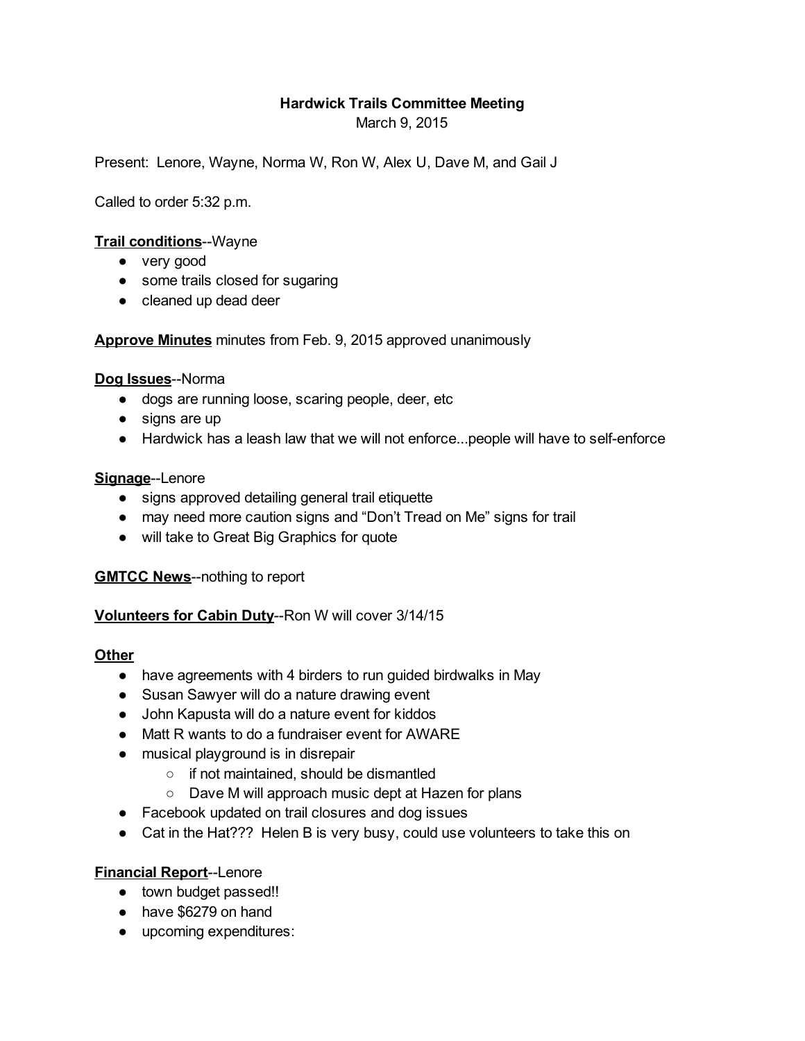**Hardwick Trails Committee Meeting**

March 9, 2015

Present: Lenore, Wayne, Norma W, Ron W, Alex U, Dave M, and Gail J

Called to order 5:32 p.m.

**Trail conditions**--Wayne

- very good
- some trails closed for sugaring
- cleaned up dead deer

**Approve Minutes** minutes from Feb. 9, 2015 approved unanimously

**Dog Issues**--Norma

- dogs are running loose, scaring people, deer, etc
- signs are up
- Hardwick has a leash law that we will not enforce...people will have to self-enforce

**Signage**--Lenore

- signs approved detailing general trail etiquette
- may need more caution signs and "Don't Tread on Me" signs for trail
- will take to Great Big Graphics for quote

**GMTCC News**--nothing to report

**Volunteers for Cabin Duty**--Ron W will cover 3/14/15

**Other**

- have agreements with 4 birders to run guided birdwalks in May
- Susan Sawyer will do a nature drawing event
- John Kapusta will do a nature event for kiddos
- Matt R wants to do a fundraiser event for AWARE
- musical playground is in disrepair
  - if not maintained, should be dismantled
  - Dave M will approach music dept at Hazen for plans
- Facebook updated on trail closures and dog issues
- Cat in the Hat??? Helen B is very busy, could use volunteers to take this on

**Financial Report**--Lenore

- town budget passed!!
- have $6279 on hand
- upcoming expenditures: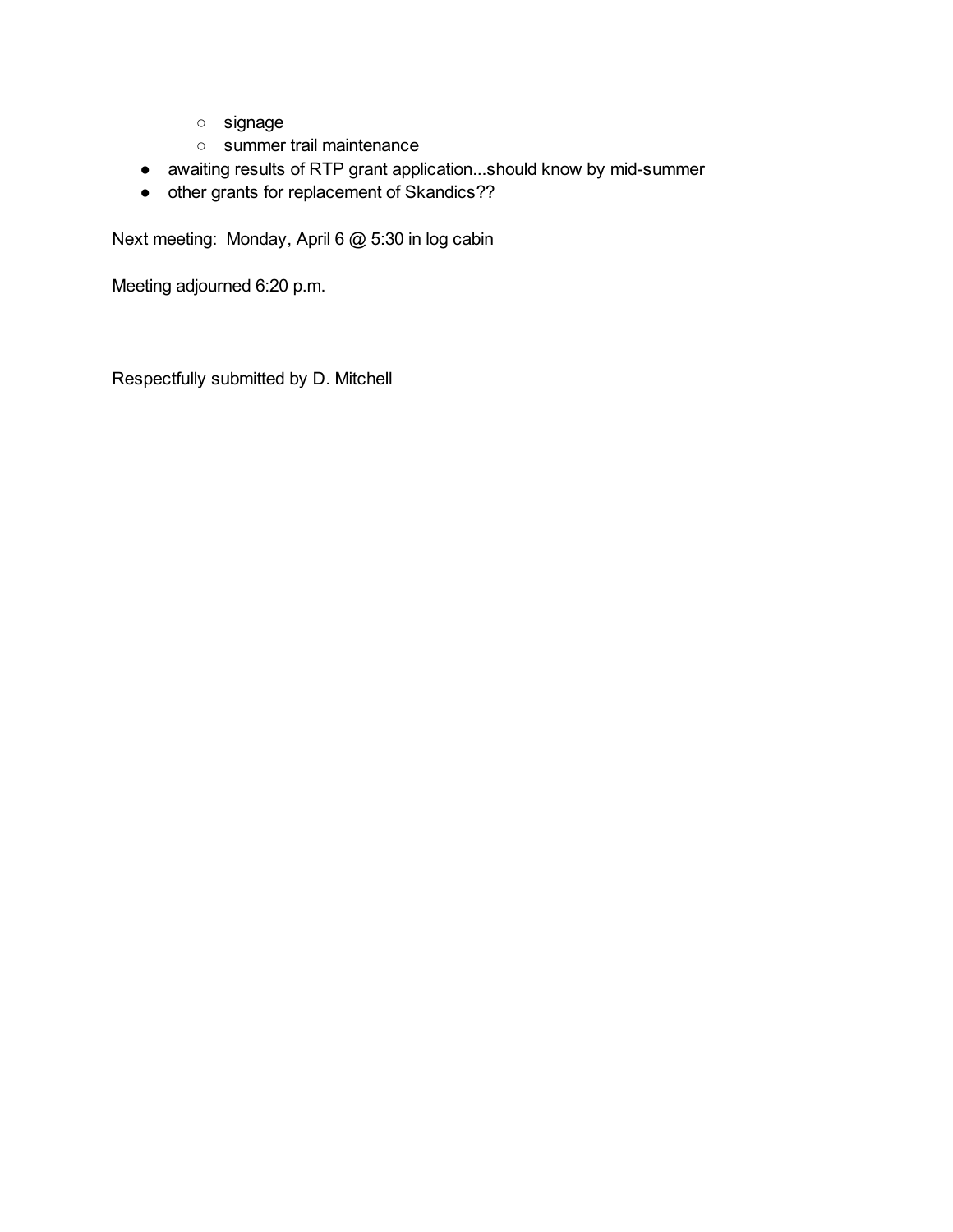- signage
    - summer trail maintenance
- awaiting results of RTP grant application...should know by mid-summer
- other grants for replacement of Skandics??

Next meeting: Monday, April 6 @ 5:30 in log cabin

Meeting adjourned 6:20 p.m.

Respectfully submitted by D. Mitchell